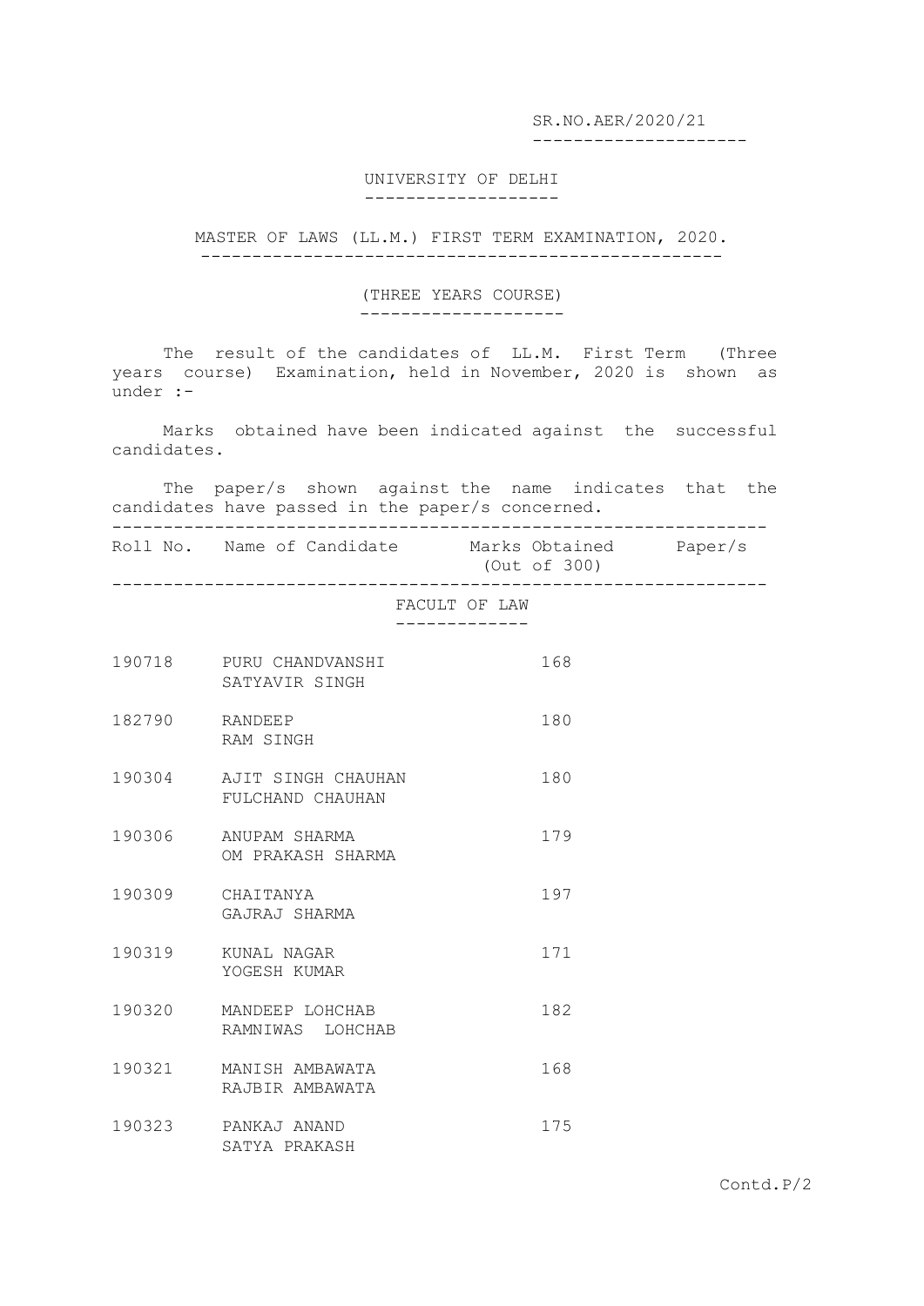SR.NO.AER/2020/21

# UNIVERSITY OF DELHI

## MASTER OF LAWS (LL.M.) FIRST TERM EXAMINATION, 2020.

### (THREE YEARS COURSE)

The result of the candidates of LL.M. First Term (Three years course) Examination, held in November, 2020 is shown as under :-

Marks obtained have been indicated against the successful candidates.

The paper/s shown against the name indicates that the candidates have passed in the paper/s concerned.

| Roll No. | Name of Candidate | Marks Obtained (Out of 300) | Paper/s |
|---|---|---|---|
| | **FACULT OF LAW** | | |
| 190718 | PURU CHANDVANSHI<br>SATYAVIR SINGH | 168 | |
| 182790 | RANDEEP<br>RAM SINGH | 180 | |
| 190304 | AJIT SINGH CHAUHAN<br>FULCHAND CHAUHAN | 180 | |
| 190306 | ANUPAM SHARMA<br>OM PRAKASH SHARMA | 179 | |
| 190309 | CHAITANYA<br>GAJRAJ SHARMA | 197 | |
| 190319 | KUNAL NAGAR<br>YOGESH KUMAR | 171 | |
| 190320 | MANDEEP LOHCHAB<br>RAMNIWAS LOHCHAB | 182 | |
| 190321 | MANISH AMBAWATA<br>RAJBIR AMBAWATA | 168 | |
| 190323 | PANKAJ ANAND<br>SATYA PRAKASH | 175 | |

Contd.P/2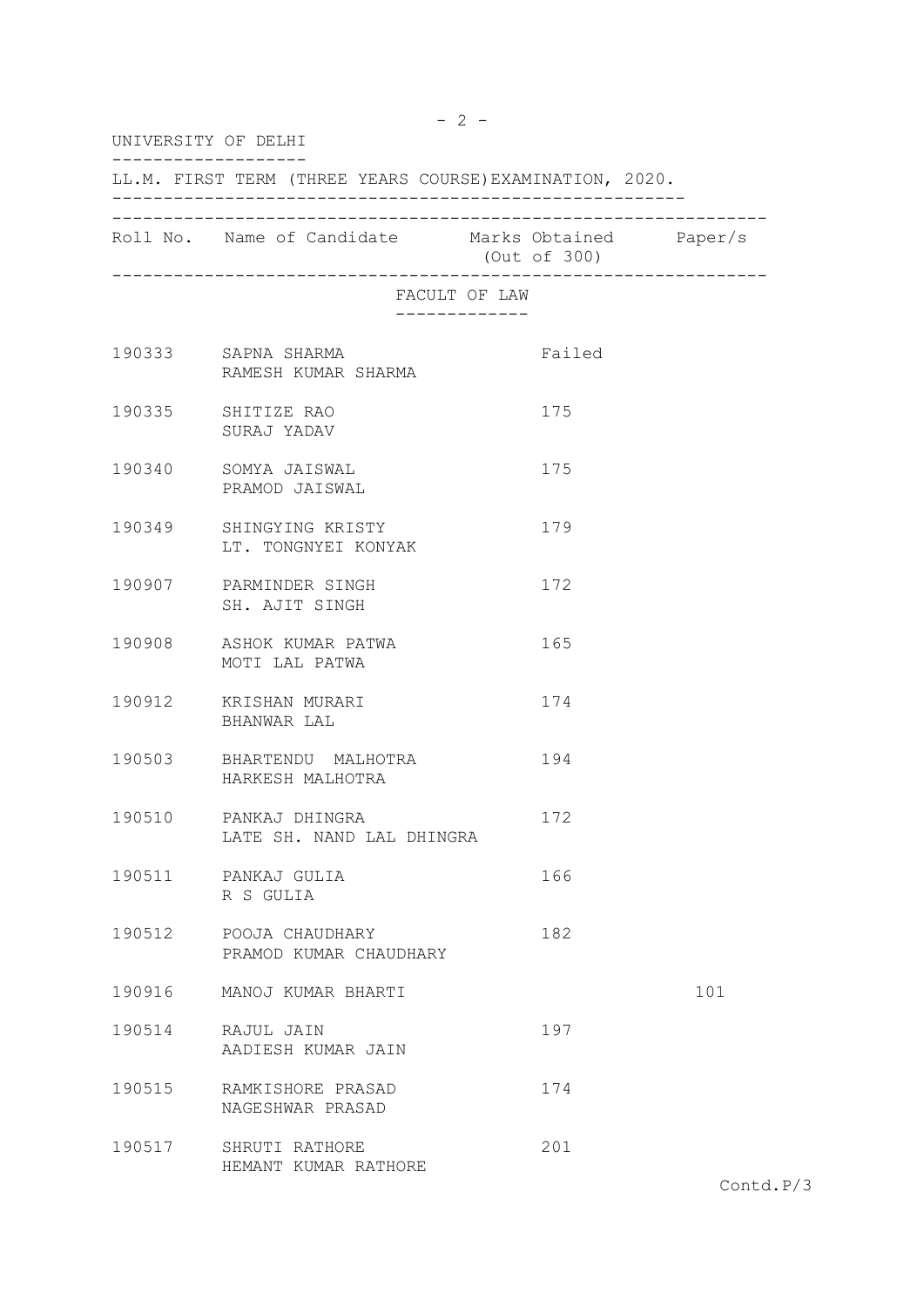UNIVERSITY OF DELHI

LL.M. FIRST TERM (THREE YEARS COURSE)EXAMINATION, 2020.

| Roll No. | Name of Candidate | Marks Obtained (Out of 300) | Paper/s |
|---|---|---|---|
| | **FACULT OF LAW** | | |
| 190333 | SAPNA SHARMA<br>RAMESH KUMAR SHARMA | Failed | |
| 190335 | SHITIZE RAO<br>SURAJ YADAV | 175 | |
| 190340 | SOMYA JAISWAL<br>PRAMOD JAISWAL | 175 | |
| 190349 | SHINGYING KRISTY<br>LT. TONGNYEI KONYAK | 179 | |
| 190907 | PARMINDER SINGH<br>SH. AJIT SINGH | 172 | |
| 190908 | ASHOK KUMAR PATWA<br>MOTI LAL PATWA | 165 | |
| 190912 | KRISHAN MURARI<br>BHANWAR LAL | 174 | |
| 190503 | BHARTENDU MALHOTRA<br>HARKESH MALHOTRA | 194 | |
| 190510 | PANKAJ DHINGRA<br>LATE SH. NAND LAL DHINGRA | 172 | |
| 190511 | PANKAJ GULIA<br>R S GULIA | 166 | |
| 190512 | POOJA CHAUDHARY<br>PRAMOD KUMAR CHAUDHARY | 182 | |
| 190916 | MANOJ KUMAR BHARTI | | 101 |
| 190514 | RAJUL JAIN<br>AADIESH KUMAR JAIN | 197 | |
| 190515 | RAMKISHORE PRASAD<br>NAGESHWAR PRASAD | 174 | |
| 190517 | SHRUTI RATHORE<br>HEMANT KUMAR RATHORE | 201 | |

Contd.P/3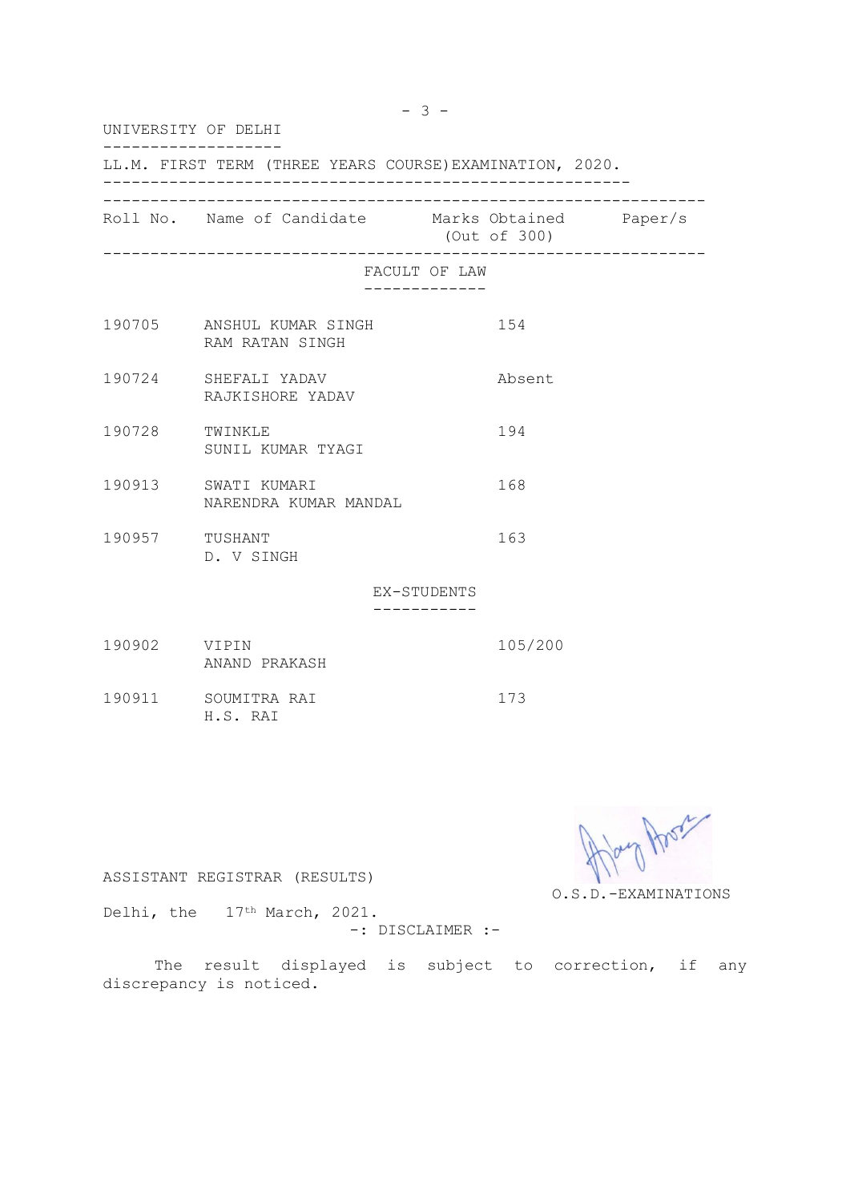UNIVERSITY OF DELHI

LL.M. FIRST TERM (THREE YEARS COURSE)EXAMINATION, 2020.

| Roll No. | Name of Candidate | Marks Obtained (Out of 300) | Paper/s |
|---|---|---|---|
| | **FACULT OF LAW** | | |
| 190705 | ANSHUL KUMAR SINGH<br>RAM RATAN SINGH | 154 | |
| 190724 | SHEFALI YADAV<br>RAJKISHORE YADAV | Absent | |
| 190728 | TWINKLE<br>SUNIL KUMAR TYAGI | 194 | |
| 190913 | SWATI KUMARI<br>NARENDRA KUMAR MANDAL | 168 | |
| 190957 | TUSHANT<br>D. V SINGH | 163 | |
| | **EX-STUDENTS** | | |
| 190902 | VIPIN<br>ANAND PRAKASH | 105/200 | |
| 190911 | SOUMITRA RAI<br>H.S. RAI | 173 | |

ASSISTANT REGISTRAR (RESULTS)

O.S.D.-EXAMINATIONS

Delhi, the 17th March, 2021.

-: DISCLAIMER :-

The result displayed is subject to correction, if any discrepancy is noticed.